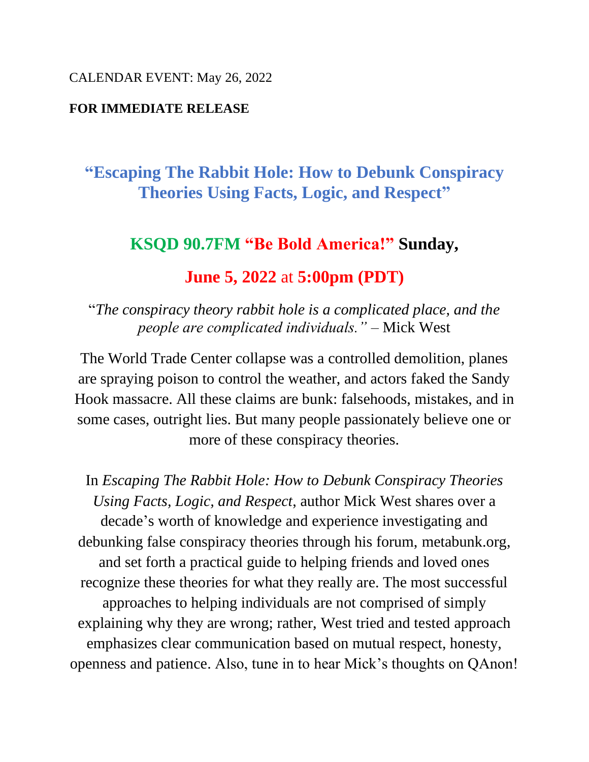CALENDAR EVENT: May 26, 2022

**FOR IMMEDIATE RELEASE**

## "Escaping The Rabbit Hole: How to Debunk Conspiracy Theories Using Facts, Logic, and Respect"

### KSQD 90.7FM "Be Bold America!" Sunday,

### June 5, 2022 at 5:00pm (PDT)

"*The conspiracy theory rabbit hole is a complicated place, and the people are complicated individuals."* – Mick West

The World Trade Center collapse was a controlled demolition, planes are spraying poison to control the weather, and actors faked the Sandy Hook massacre. All these claims are bunk: falsehoods, mistakes, and in some cases, outright lies. But many people passionately believe one or more of these conspiracy theories.

In *Escaping The Rabbit Hole: How to Debunk Conspiracy Theories Using Facts, Logic, and Respect*, author Mick West shares over a decade's worth of knowledge and experience investigating and debunking false conspiracy theories through his forum, metabunk.org, and set forth a practical guide to helping friends and loved ones recognize these theories for what they really are. The most successful approaches to helping individuals are not comprised of simply explaining why they are wrong; rather, West tried and tested approach emphasizes clear communication based on mutual respect, honesty, openness and patience. Also, tune in to hear Mick's thoughts on QAnon!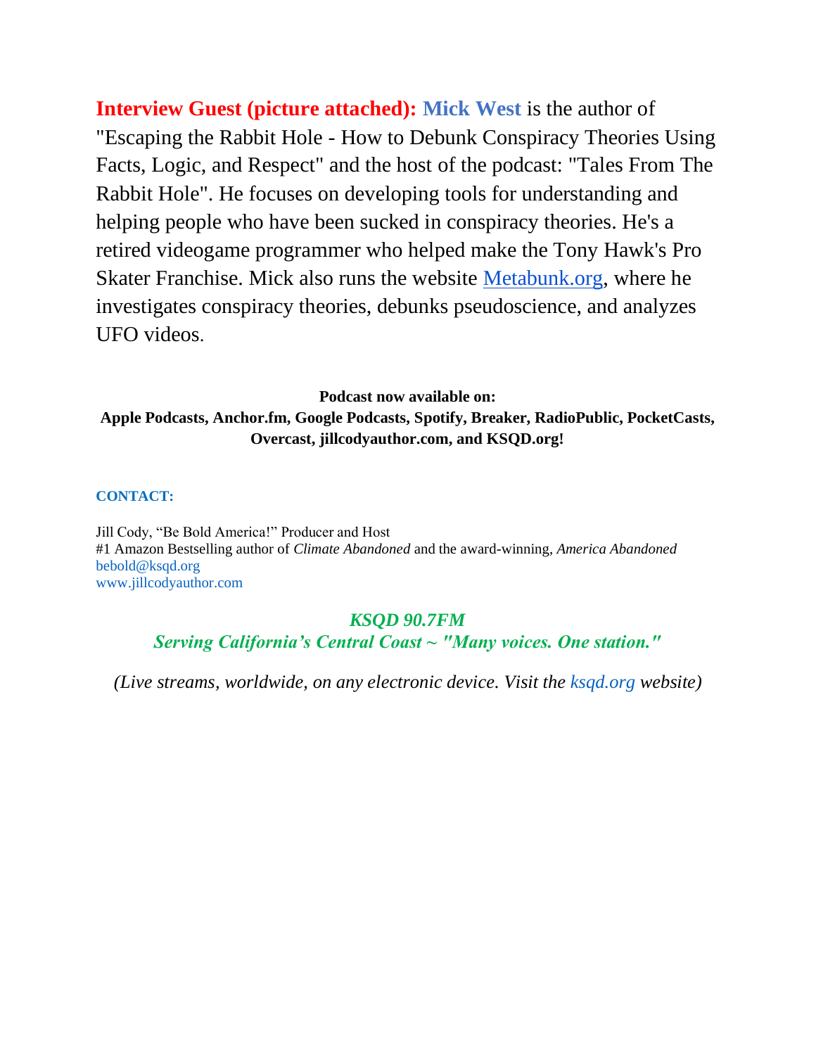**Interview Guest (picture attached): Mick West** is the author of "Escaping the Rabbit Hole - How to Debunk Conspiracy Theories Using Facts, Logic, and Respect" and the host of the podcast: "Tales From The Rabbit Hole". He focuses on developing tools for understanding and helping people who have been sucked in conspiracy theories. He's a retired videogame programmer who helped make the Tony Hawk's Pro Skater Franchise. Mick also runs the website [Metabunk.org](Metabunk.org), where he investigates conspiracy theories, debunks pseudoscience, and analyzes UFO videos.

**Podcast now available on:**
**Apple Podcasts, Anchor.fm, Google Podcasts, Spotify, Breaker, RadioPublic, PocketCasts, Overcast, jillcodyauthor.com, and KSQD.org!**

**CONTACT:**

Jill Cody, "Be Bold America!" Producer and Host
#1 Amazon Bestselling author of *Climate Abandoned* and the award-winning, *America Abandoned*
bebold@ksqd.org
www.jillcodyauthor.com

***KSQD 90.7FM***
***Serving California's Central Coast ~ "Many voices. One station."***

*(Live streams, worldwide, on any electronic device. Visit the ksqd.org website)*